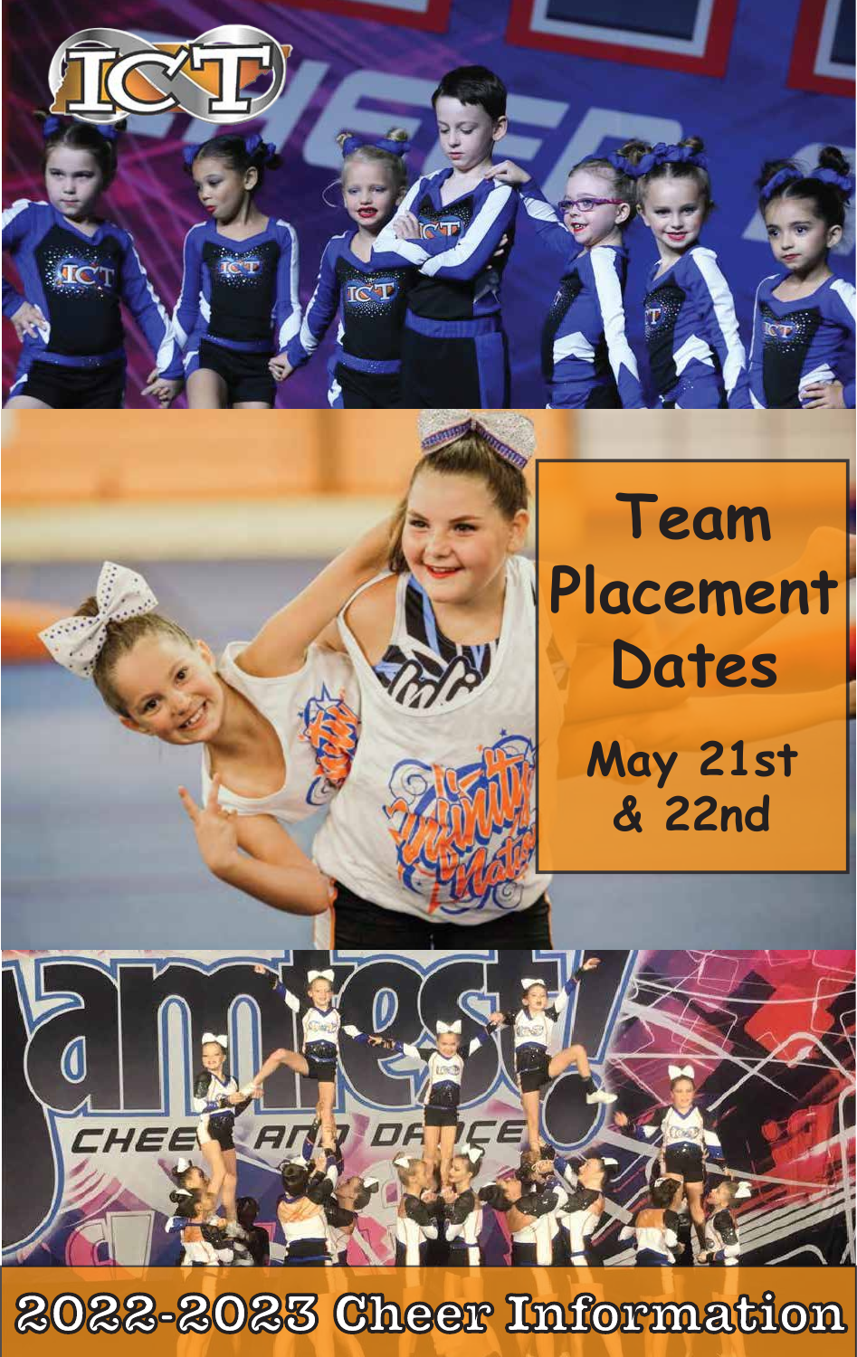# Team Placement Dates

May 21st & 22nd

## 2022-2023 Cheer Information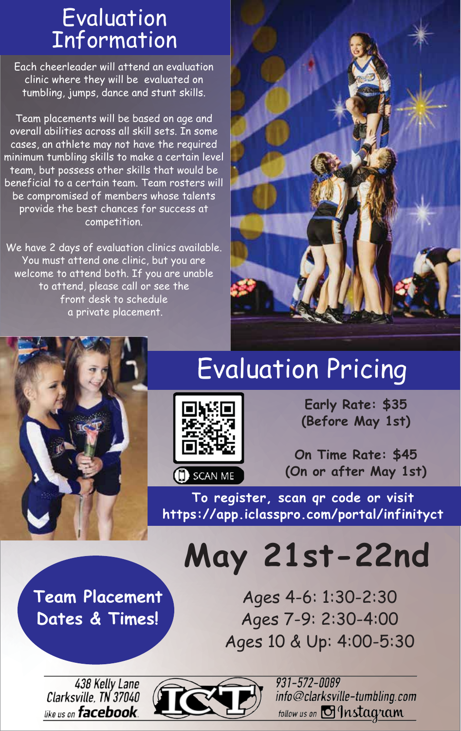# Evaluation Information

Each cheerleader will attend an evaluation clinic where they will be evaluated on tumbling, jumps, dance and stunt skills.

Team placements will be based on age and overall abilities across all skill sets. In some cases, an athlete may not have the required minimum tumbling skills to make a certain level team, but possess other skills that would be beneficial to a certain team. Team rosters will be compromised of members whose talents provide the best chances for success at competition.

We have 2 days of evaluation clinics available. You must attend one clinic, but you are welcome to attend both. If you are unable to attend, please call or see the front desk to schedule a private placement.

# Evaluation Pricing

SCAN ME

**Early Rate: $35**
**(Before May 1st)**

**On Time Rate: $45**
**(On or after May 1st)**

**To register, scan qr code or visit https://app.iclasspro.com/portal/infinityct**

## Team Placement Dates & Times!

# May 21st-22nd

Ages 4-6: 1:30-2:30
Ages 7-9: 2:30-4:00
Ages 10 & Up: 4:00-5:30

438 Kelly Lane
Clarksville, TN 37040
like us on facebook

931-572-0089
info@clarksville-tumbling.com
follow us on Instagram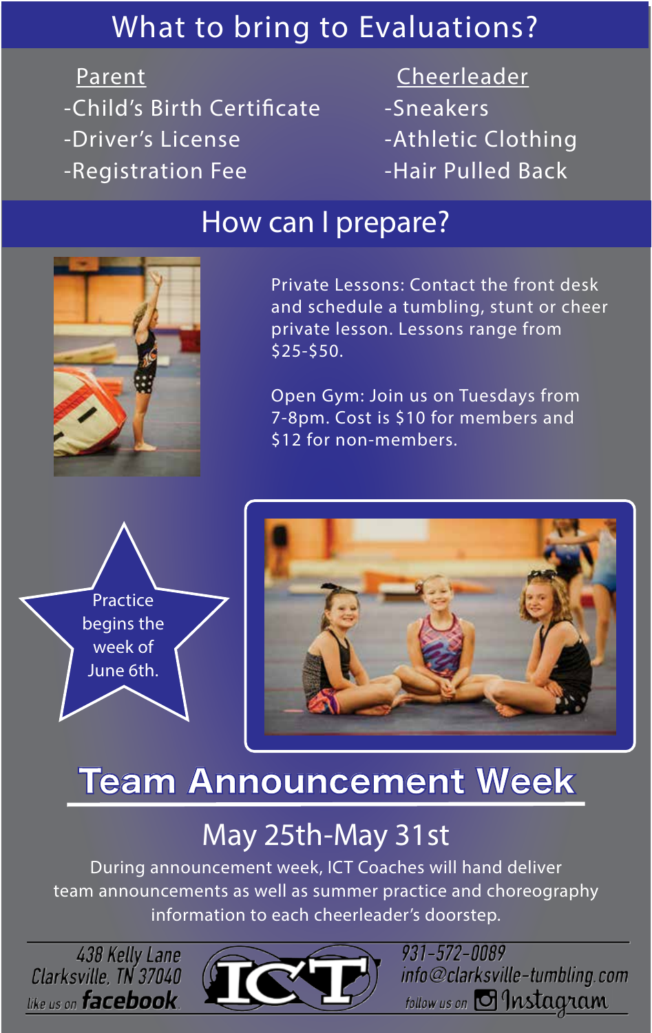# What to bring to Evaluations?

**Parent**
- Child's Birth Certificate
- Driver's License
- Registration Fee

**Cheerleader**
- Sneakers
- Athletic Clothing
- Hair Pulled Back

# How can I prepare?

Private Lessons: Contact the front desk and schedule a tumbling, stunt or cheer private lesson. Lessons range from $25-$50.

Open Gym: Join us on Tuesdays from 7-8pm. Cost is $10 for members and $12 for non-members.

Practice begins the week of June 6th.

# Team Announcement Week

## May 25th-May 31st

During announcement week, ICT Coaches will hand deliver team announcements as well as summer practice and choreography information to each cheerleader's doorstep.

438 Kelly Lane
Clarksville, TN 37040
like us on facebook

ICT

931-572-0089
info@clarksville-tumbling.com
follow us on Instagram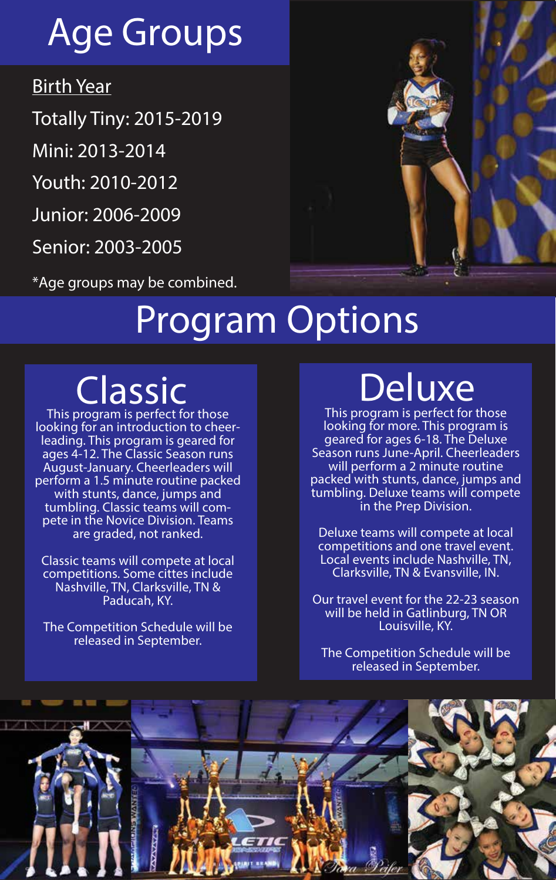# Age Groups

Birth Year

Totally Tiny: 2015-2019

Mini: 2013-2014

Youth: 2010-2012

Junior: 2006-2009

Senior: 2003-2005

*Age groups may be combined.

# Program Options

## Classic

This program is perfect for those looking for an introduction to cheerleading. This program is geared for ages 4-12. The Classic Season runs August-January. Cheerleaders will perform a 1.5 minute routine packed with stunts, dance, jumps and tumbling. Classic teams will compete in the Novice Division. Teams are graded, not ranked.

Classic teams will compete at local competitions. Some cittes include Nashville, TN, Clarksville, TN & Paducah, KY.

The Competition Schedule will be released in September.

## Deluxe

This program is perfect for those looking for more. This program is geared for ages 6-18. The Deluxe Season runs June-April. Cheerleaders will perform a 2 minute routine packed with stunts, dance, jumps and tumbling. Deluxe teams will compete in the Prep Division.

Deluxe teams will compete at local competitions and one travel event. Local events include Nashville, TN, Clarksville, TN & Evansville, IN.

Our travel event for the 22-23 season will be held in Gatlinburg, TN OR Louisville, KY.

The Competition Schedule will be released in September.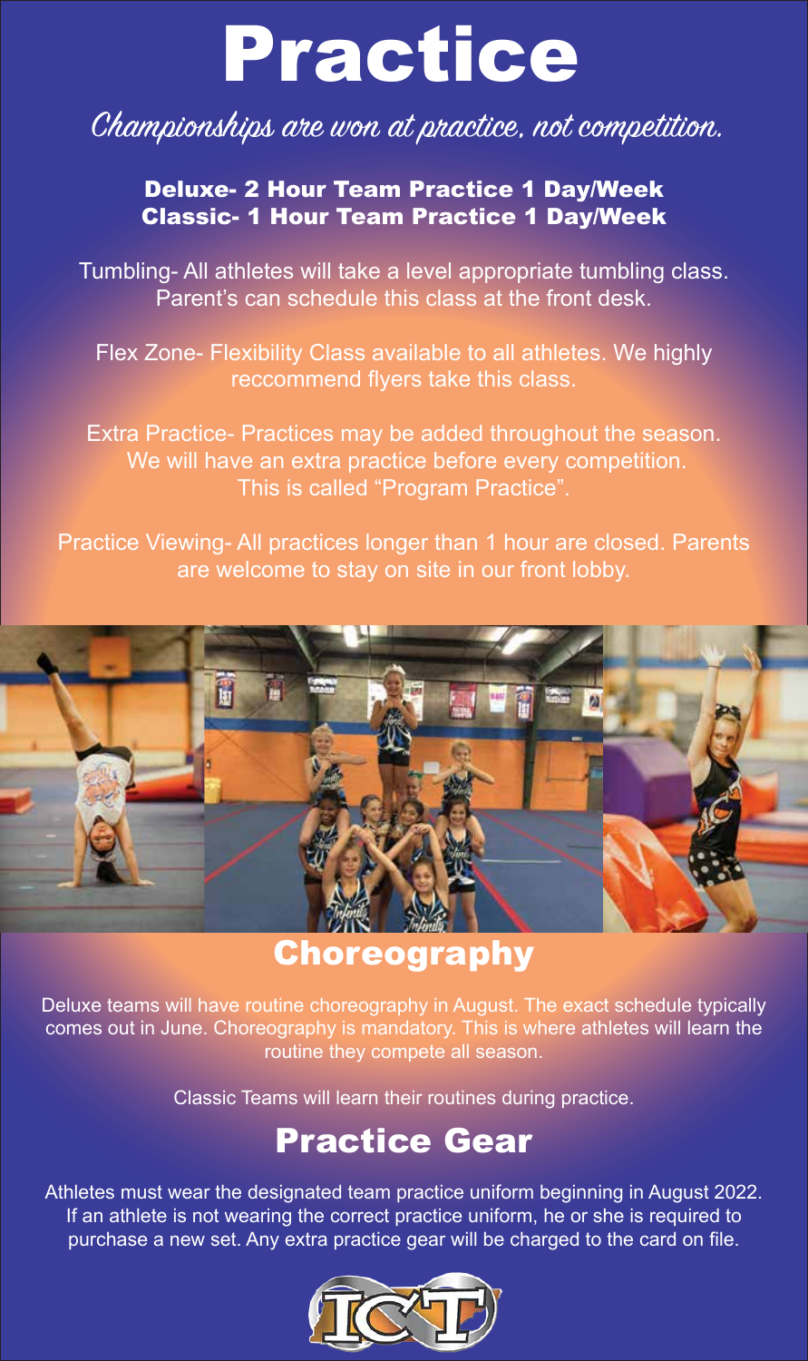# Practice

*Championships are won at practice, not competition.*

**Deluxe- 2 Hour Team Practice 1 Day/Week**
**Classic- 1 Hour Team Practice 1 Day/Week**

Tumbling- All athletes will take a level appropriate tumbling class. Parent's can schedule this class at the front desk.

Flex Zone- Flexibility Class available to all athletes. We highly reccommend flyers take this class.

Extra Practice- Practices may be added throughout the season. We will have an extra practice before every competition. This is called "Program Practice".

Practice Viewing- All practices longer than 1 hour are closed. Parents are welcome to stay on site in our front lobby.

## Choreography

Deluxe teams will have routine choreography in August. The exact schedule typically comes out in June. Choreography is mandatory. This is where athletes will learn the routine they compete all season.

Classic Teams will learn their routines during practice.

## Practice Gear

Athletes must wear the designated team practice uniform beginning in August 2022. If an athlete is not wearing the correct practice uniform, he or she is required to purchase a new set. Any extra practice gear will be charged to the card on file.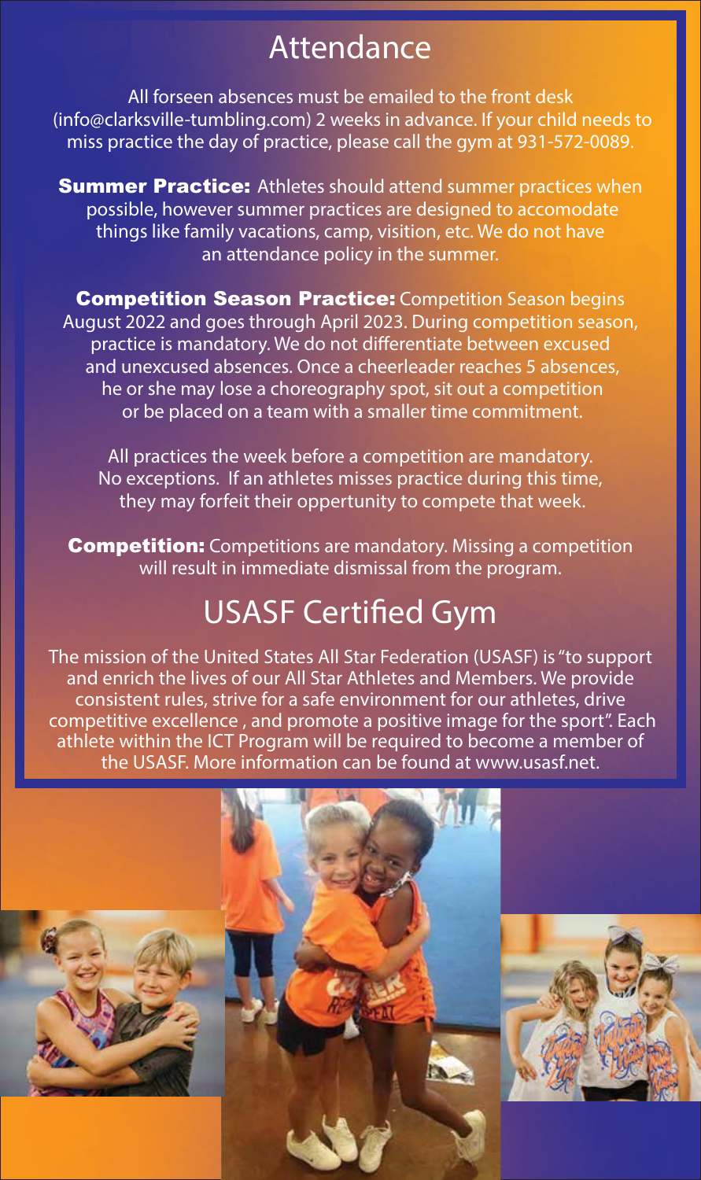# Attendance

All forseen absences must be emailed to the front desk (info@clarksville-tumbling.com) 2 weeks in advance. If your child needs to miss practice the day of practice, please call the gym at 931-572-0089.

**Summer Practice:** Athletes should attend summer practices when possible, however summer practices are designed to accomodate things like family vacations, camp, visition, etc. We do not have an attendance policy in the summer.

**Competition Season Practice:** Competition Season begins August 2022 and goes through April 2023. During competition season, practice is mandatory. We do not differentiate between excused and unexcused absences. Once a cheerleader reaches 5 absences, he or she may lose a choreography spot, sit out a competition or be placed on a team with a smaller time commitment.

All practices the week before a competition are mandatory. No exceptions. If an athletes misses practice during this time, they may forfeit their oppertunity to compete that week.

**Competition:** Competitions are mandatory. Missing a competition will result in immediate dismissal from the program.

# USASF Certified Gym

The mission of the United States All Star Federation (USASF) is "to support and enrich the lives of our All Star Athletes and Members. We provide consistent rules, strive for a safe environment for our athletes, drive competitive excellence , and promote a positive image for the sport". Each athlete within the ICT Program will be required to become a member of the USASF. More information can be found at www.usasf.net.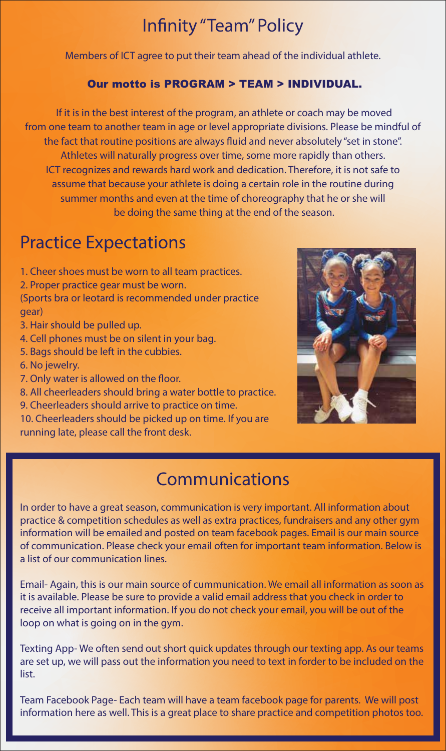# Infinity "Team" Policy

Members of ICT agree to put their team ahead of the individual athlete.

**Our motto is PROGRAM > TEAM > INDIVIDUAL.**

If it is in the best interest of the program, an athlete or coach may be moved from one team to another team in age or level appropriate divisions. Please be mindful of the fact that routine positions are always fluid and never absolutely "set in stone". Athletes will naturally progress over time, some more rapidly than others. ICT recognizes and rewards hard work and dedication. Therefore, it is not safe to assume that because your athlete is doing a certain role in the routine during summer months and even at the time of choreography that he or she will be doing the same thing at the end of the season.

## Practice Expectations

1. Cheer shoes must be worn to all team practices.
2. Proper practice gear must be worn. (Sports bra or leotard is recommended under practice gear)
3. Hair should be pulled up.
4. Cell phones must be on silent in your bag.
5. Bags should be left in the cubbies.
6. No jewelry.
7. Only water is allowed on the floor.
8. All cheerleaders should bring a water bottle to practice.
9. Cheerleaders should arrive to practice on time.
10. Cheerleaders should be picked up on time. If you are running late, please call the front desk.

## Communications

In order to have a great season, communication is very important. All information about practice & competition schedules as well as extra practices, fundraisers and any other gym information will be emailed and posted on team facebook pages. Email is our main source of communication. Please check your email often for important team information. Below is a list of our communication lines.

Email- Again, this is our main source of cummunication. We email all information as soon as it is available. Please be sure to provide a valid email address that you check in order to receive all important information. If you do not check your email, you will be out of the loop on what is going on in the gym.

Texting App- We often send out short quick updates through our texting app. As our teams are set up, we will pass out the information you need to text in forder to be included on the list.

Team Facebook Page- Each team will have a team facebook page for parents. We will post information here as well. This is a great place to share practice and competition photos too.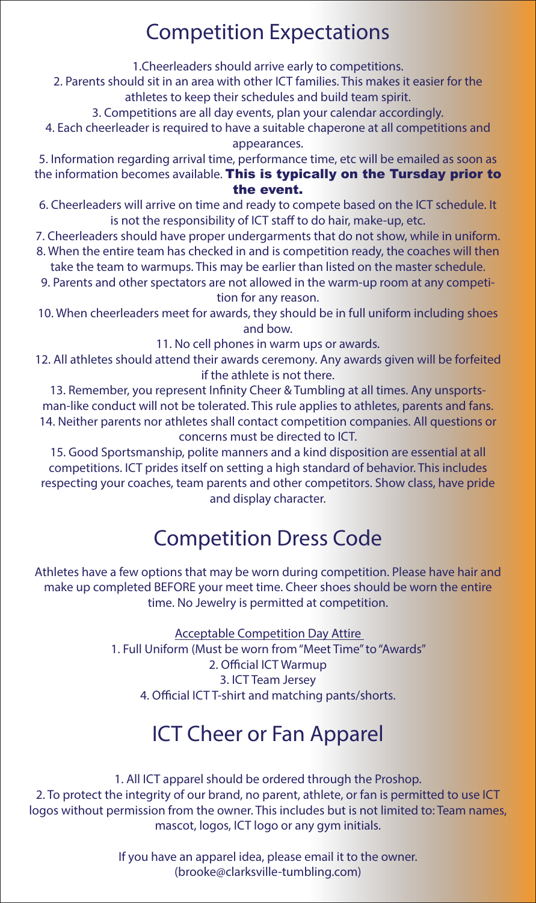# Competition Expectations

1. Cheerleaders should arrive early to competitions.
2. Parents should sit in an area with other ICT families. This makes it easier for the athletes to keep their schedules and build team spirit.
3. Competitions are all day events, plan your calendar accordingly.
4. Each cheerleader is required to have a suitable chaperone at all competitions and appearances.
5. Information regarding arrival time, performance time, etc will be emailed as soon as the information becomes available. **This is typically on the Tursday prior to the event.**
6. Cheerleaders will arrive on time and ready to compete based on the ICT schedule. It is not the responsibility of ICT staff to do hair, make-up, etc.
7. Cheerleaders should have proper undergarments that do not show, while in uniform.
8. When the entire team has checked in and is competition ready, the coaches will then take the team to warmups. This may be earlier than listed on the master schedule.
9. Parents and other spectators are not allowed in the warm-up room at any competition for any reason.
10. When cheerleaders meet for awards, they should be in full uniform including shoes and bow.
11. No cell phones in warm ups or awards.
12. All athletes should attend their awards ceremony. Any awards given will be forfeited if the athlete is not there.
13. Remember, you represent Infinity Cheer & Tumbling at all times. Any unsportsman-like conduct will not be tolerated. This rule applies to athletes, parents and fans.
14. Neither parents nor athletes shall contact competition companies. All questions or concerns must be directed to ICT.
15. Good Sportsmanship, polite manners and a kind disposition are essential at all competitions. ICT prides itself on setting a high standard of behavior. This includes respecting your coaches, team parents and other competitors. Show class, have pride and display character.

# Competition Dress Code

Athletes have a few options that may be worn during competition. Please have hair and make up completed BEFORE your meet time. Cheer shoes should be worn the entire time. No Jewelry is permitted at competition.

Acceptable Competition Day Attire

1. Full Uniform (Must be worn from "Meet Time" to "Awards"
2. Official ICT Warmup
3. ICT Team Jersey
4. Official ICT T-shirt and matching pants/shorts.

# ICT Cheer or Fan Apparel

1. All ICT apparel should be ordered through the Proshop.
2. To protect the integrity of our brand, no parent, athlete, or fan is permitted to use ICT logos without permission from the owner. This includes but is not limited to: Team names, mascot, logos, ICT logo or any gym initials.

If you have an apparel idea, please email it to the owner.
(brooke@clarksville-tumbling.com)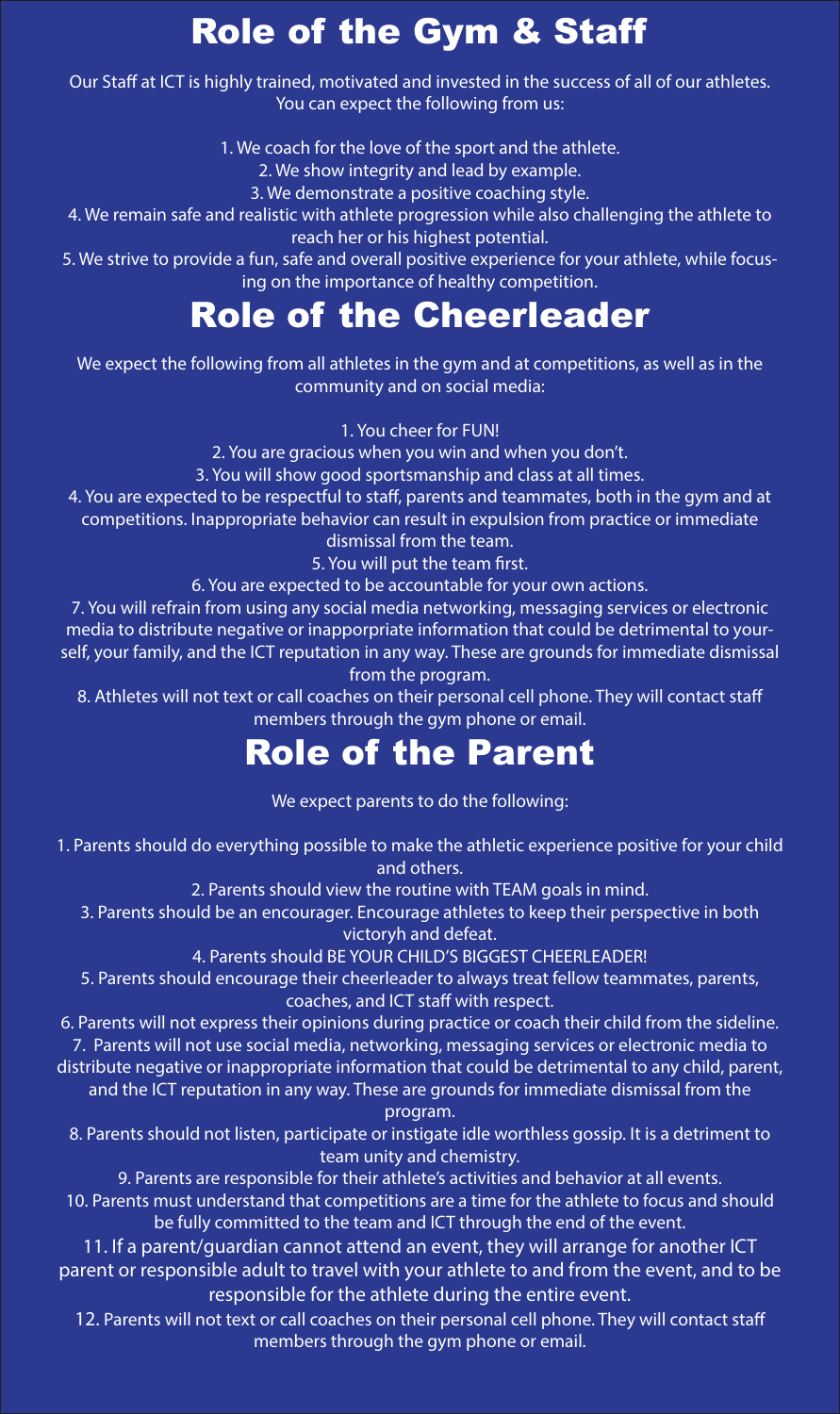# Role of the Gym & Staff

Our Staff at ICT is highly trained, motivated and invested in the success of all of our athletes. You can expect the following from us:

1. We coach for the love of the sport and the athlete.
2. We show integrity and lead by example.
3. We demonstrate a positive coaching style.
4. We remain safe and realistic with athlete progression while also challenging the athlete to reach her or his highest potential.
5. We strive to provide a fun, safe and overall positive experience for your athlete, while focusing on the importance of healthy competition.

# Role of the Cheerleader

We expect the following from all athletes in the gym and at competitions, as well as in the community and on social media:

1. You cheer for FUN!
2. You are gracious when you win and when you don't.
3. You will show good sportsmanship and class at all times.
4. You are expected to be respectful to staff, parents and teammates, both in the gym and at competitions. Inappropriate behavior can result in expulsion from practice or immediate dismissal from the team.
5. You will put the team first.
6. You are expected to be accountable for your own actions.
7. You will refrain from using any social media networking, messaging services or electronic media to distribute negative or inapporpriate information that could be detrimental to yourself, your family, and the ICT reputation in any way. These are grounds for immediate dismissal from the program.
8. Athletes will not text or call coaches on their personal cell phone. They will contact staff members through the gym phone or email.

# Role of the Parent

We expect parents to do the following:

1. Parents should do everything possible to make the athletic experience positive for your child and others.
2. Parents should view the routine with TEAM goals in mind.
3. Parents should be an encourager. Encourage athletes to keep their perspective in both victoryh and defeat.
4. Parents should BE YOUR CHILD'S BIGGEST CHEERLEADER!
5. Parents should encourage their cheerleader to always treat fellow teammates, parents, coaches, and ICT staff with respect.
6. Parents will not express their opinions during practice or coach their child from the sideline.
7. Parents will not use social media, networking, messaging services or electronic media to distribute negative or inappropriate information that could be detrimental to any child, parent, and the ICT reputation in any way. These are grounds for immediate dismissal from the program.
8. Parents should not listen, participate or instigate idle worthless gossip. It is a detriment to team unity and chemistry.
9. Parents are responsible for their athlete's activities and behavior at all events.
10. Parents must understand that competitions are a time for the athlete to focus and should be fully committed to the team and ICT through the end of the event.
11. If a parent/guardian cannot attend an event, they will arrange for another ICT parent or responsible adult to travel with your athlete to and from the event, and to be responsible for the athlete during the entire event.
12. Parents will not text or call coaches on their personal cell phone. They will contact staff members through the gym phone or email.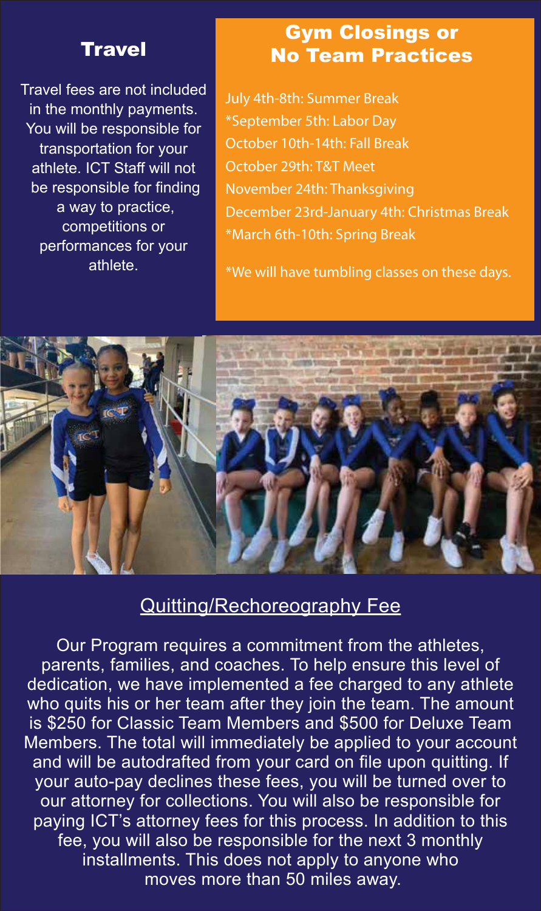## Travel

Travel fees are not included in the monthly payments. You will be responsible for transportation for your athlete. ICT Staff will not be responsible for finding a way to practice, competitions or performances for your athlete.

## Gym Closings or No Team Practices

July 4th-8th: Summer Break
*September 5th: Labor Day
October 10th-14th: Fall Break
October 29th: T&T Meet
November 24th: Thanksgiving
December 23rd-January 4th: Christmas Break
*March 6th-10th: Spring Break

*We will have tumbling classes on these days.

## Quitting/Rechoreography Fee

Our Program requires a commitment from the athletes, parents, families, and coaches. To help ensure this level of dedication, we have implemented a fee charged to any athlete who quits his or her team after they join the team. The amount is $250 for Classic Team Members and $500 for Deluxe Team Members. The total will immediately be applied to your account and will be autodrafted from your card on file upon quitting. If your auto-pay declines these fees, you will be turned over to our attorney for collections. You will also be responsible for paying ICT's attorney fees for this process. In addition to this fee, you will also be responsible for the next 3 monthly installments. This does not apply to anyone who moves more than 50 miles away.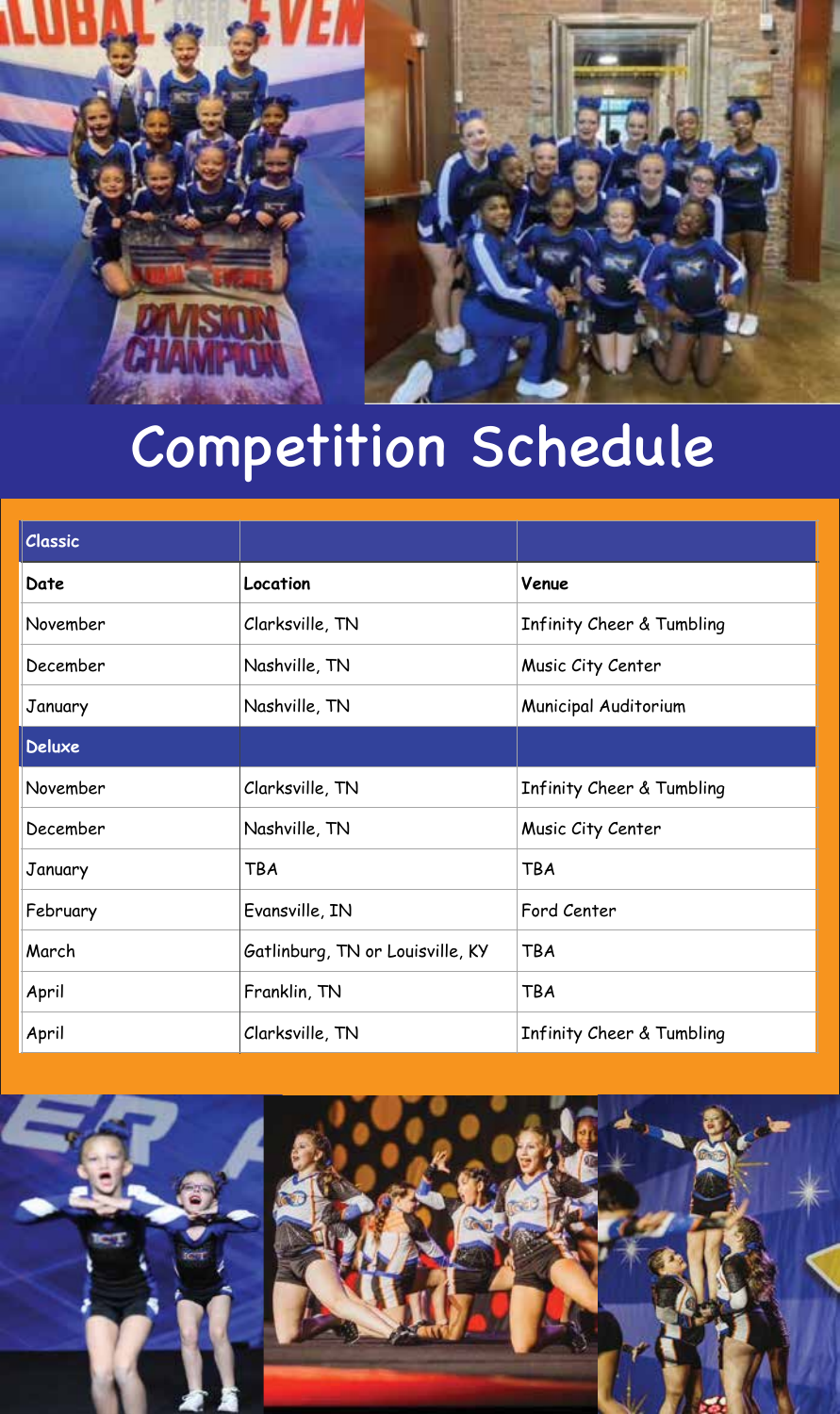# Competition Schedule

| Classic | | |
|---|---|---|
| **Date** | **Location** | **Venue** |
| November | Clarksville, TN | Infinity Cheer & Tumbling |
| December | Nashville, TN | Music City Center |
| January | Nashville, TN | Municipal Auditorium |
| **Deluxe** | | |
| November | Clarksville, TN | Infinity Cheer & Tumbling |
| December | Nashville, TN | Music City Center |
| January | TBA | TBA |
| February | Evansville, IN | Ford Center |
| March | Gatlinburg, TN or Louisville, KY | TBA |
| April | Franklin, TN | TBA |
| April | Clarksville, TN | Infinity Cheer & Tumbling |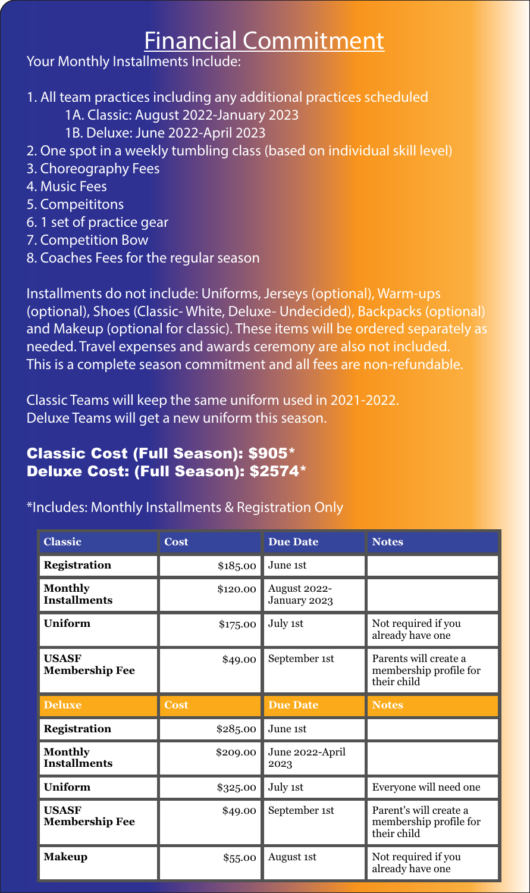# Financial Commitment

Your Monthly Installments Include:

1. All team practices including any additional practices scheduled
    - 1A. Classic: August 2022-January 2023
    - 1B. Deluxe: June 2022-April 2023
2. One spot in a weekly tumbling class (based on individual skill level)
3. Choreography Fees
4. Music Fees
5. Compeititons
6. 1 set of practice gear
7. Competition Bow
8. Coaches Fees for the regular season

Installments do not include: Uniforms, Jerseys (optional), Warm-ups (optional), Shoes (Classic- White, Deluxe- Undecided), Backpacks (optional) and Makeup (optional for classic). These items will be ordered separately as needed. Travel expenses and awards ceremony are also not included. This is a complete season commitment and all fees are non-refundable.

Classic Teams will keep the same uniform used in 2021-2022.
Deluxe Teams will get a new uniform this season.

**Classic Cost (Full Season): $905***
**Deluxe Cost: (Full Season): $2574***

*Includes: Monthly Installments & Registration Only

| Classic | Cost | Due Date | Notes |
|---|---|---|---|
| **Registration** | $185.00 | June 1st | |
| **Monthly Installments** | $120.00 | August 2022-January 2023 | |
| **Uniform** | $175.00 | July 1st | Not required if you already have one |
| **USASF Membership Fee** | $49.00 | September 1st | Parents will create a membership profile for their child |
| **Deluxe** | **Cost** | **Due Date** | **Notes** |
| **Registration** | $285.00 | June 1st | |
| **Monthly Installments** | $209.00 | June 2022-April 2023 | |
| **Uniform** | $325.00 | July 1st | Everyone will need one |
| **USASF Membership Fee** | $49.00 | September 1st | Parent's will create a membership profile for their child |
| **Makeup** | $55.00 | August 1st | Not required if you already have one |